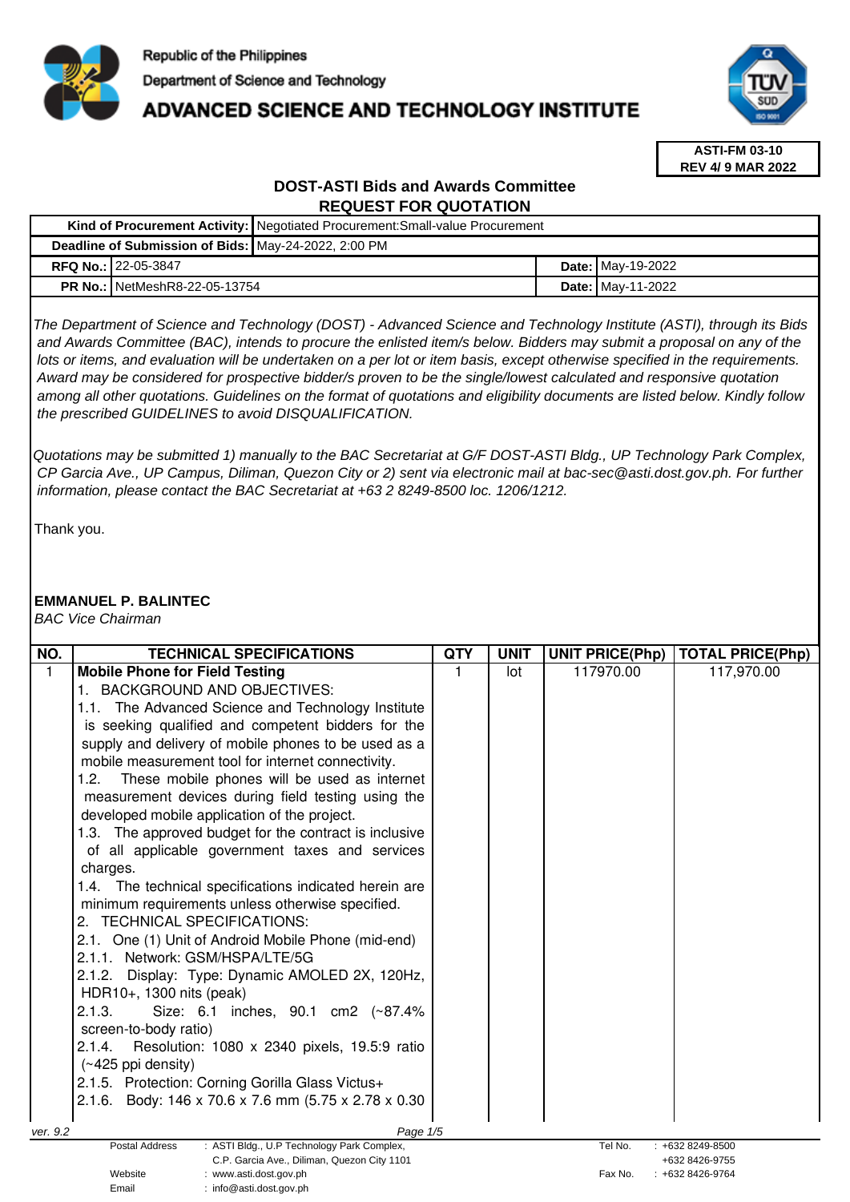Republic of the Philippines
Department of Science and Technology
# ADVANCED SCIENCE AND TECHNOLOGY INSTITUTE

**ASTI-FM 03-10**
**REV 4/ 9 MAR 2022**

## DOST-ASTI Bids and Awards Committee
## REQUEST FOR QUOTATION

| **Kind of Procurement Activity:** | Negotiated Procurement:Small-value Procurement | | |
|---|---|---|---|
| **Deadline of Submission of Bids:** | May-24-2022, 2:00 PM | | |
| **RFQ No.:** | 22-05-3847 | **Date:** | May-19-2022 |
| **PR No.:** | NetMeshR8-22-05-13754 | **Date:** | May-11-2022 |

*The Department of Science and Technology (DOST) - Advanced Science and Technology Institute (ASTI), through its Bids and Awards Committee (BAC), intends to procure the enlisted item/s below. Bidders may submit a proposal on any of the lots or items, and evaluation will be undertaken on a per lot or item basis, except otherwise specified in the requirements. Award may be considered for prospective bidder/s proven to be the single/lowest calculated and responsive quotation among all other quotations. Guidelines on the format of quotations and eligibility documents are listed below. Kindly follow the prescribed GUIDELINES to avoid DISQUALIFICATION.*

*Quotations may be submitted 1) manually to the BAC Secretariat at G/F DOST-ASTI Bldg., UP Technology Park Complex, CP Garcia Ave., UP Campus, Diliman, Quezon City or 2) sent via electronic mail at bac-sec@asti.dost.gov.ph. For further information, please contact the BAC Secretariat at +63 2 8249-8500 loc. 1206/1212.*

Thank you.

**EMMANUEL P. BALINTEC**
*BAC Vice Chairman*

| NO. | TECHNICAL SPECIFICATIONS | QTY | UNIT | UNIT PRICE(Php) | TOTAL PRICE(Php) |
|---|---|---|---|---|---|
| 1 | **Mobile Phone for Field Testing**<br>1. BACKGROUND AND OBJECTIVES:<br>1.1. The Advanced Science and Technology Institute is seeking qualified and competent bidders for the supply and delivery of mobile phones to be used as a mobile measurement tool for internet connectivity.<br>1.2. These mobile phones will be used as internet measurement devices during field testing using the developed mobile application of the project.<br>1.3. The approved budget for the contract is inclusive of all applicable government taxes and services charges.<br>1.4. The technical specifications indicated herein are minimum requirements unless otherwise specified.<br>2. TECHNICAL SPECIFICATIONS:<br>2.1. One (1) Unit of Android Mobile Phone (mid-end)<br>2.1.1. Network: GSM/HSPA/LTE/5G<br>2.1.2. Display: Type: Dynamic AMOLED 2X, 120Hz, HDR10+, 1300 nits (peak)<br>2.1.3. Size: 6.1 inches, 90.1 cm2 (~87.4% screen-to-body ratio)<br>2.1.4. Resolution: 1080 x 2340 pixels, 19.5:9 ratio (~425 ppi density)<br>2.1.5. Protection: Corning Gorilla Glass Victus+<br>2.1.6. Body: 146 x 70.6 x 7.6 mm (5.75 x 2.78 x 0.30 | 1 | lot | 117970.00 | 117,970.00 |

ver. 9.2

| Postal Address | : ASTI Bldg., U.P Technology Park Complex, C.P. Garcia Ave., Diliman, Quezon City 1101 | Tel No. | : +632 8249-8500<br>+632 8426-9755 |
|---|---|---|---|
| Website | : www.asti.dost.gov.ph | Fax No. | : +632 8426-9764 |
| Email | : info@asti.dost.gov.ph | | |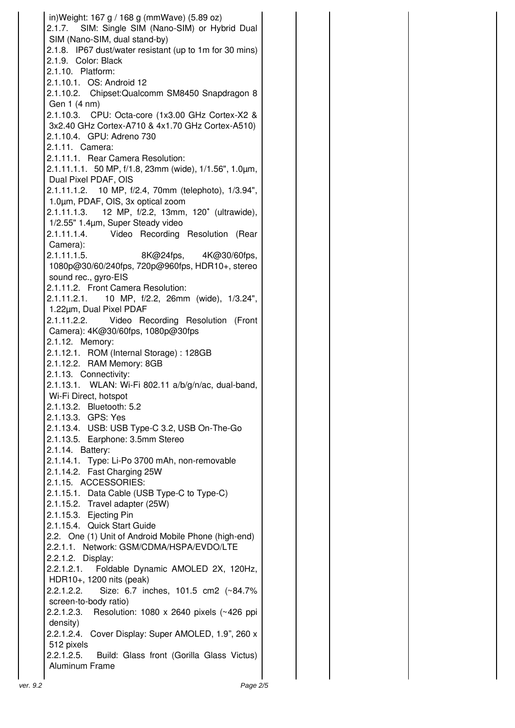| | | | | |
|---|---|---|---|---|
| in)Weight: 167 g / 168 g (mmWave) (5.89 oz)<br>2.1.7. SIM: Single SIM (Nano-SIM) or Hybrid Dual SIM (Nano-SIM, dual stand-by)<br>2.1.8. IP67 dust/water resistant (up to 1m for 30 mins)<br>2.1.9. Color: Black<br>2.1.10. Platform:<br>2.1.10.1. OS: Android 12<br>2.1.10.2. Chipset:Qualcomm SM8450 Snapdragon 8 Gen 1 (4 nm)<br>2.1.10.3. CPU: Octa-core (1x3.00 GHz Cortex-X2 & 3x2.40 GHz Cortex-A710 & 4x1.70 GHz Cortex-A510)<br>2.1.10.4. GPU: Adreno 730<br>2.1.11. Camera:<br>2.1.11.1. Rear Camera Resolution:<br>2.1.11.1.1. 50 MP, f/1.8, 23mm (wide), 1/1.56", 1.0µm, Dual Pixel PDAF, OIS<br>2.1.11.1.2. 10 MP, f/2.4, 70mm (telephoto), 1/3.94", 1.0µm, PDAF, OIS, 3x optical zoom<br>2.1.11.1.3. 12 MP, f/2.2, 13mm, 120˚ (ultrawide), 1/2.55" 1.4µm, Super Steady video<br>2.1.11.1.4. Video Recording Resolution (Rear Camera):<br>2.1.11.1.5. 8K@24fps, 4K@30/60fps, 1080p@30/60/240fps, 720p@960fps, HDR10+, stereo sound rec., gyro-EIS<br>2.1.11.2. Front Camera Resolution:<br>2.1.11.2.1. 10 MP, f/2.2, 26mm (wide), 1/3.24", 1.22µm, Dual Pixel PDAF<br>2.1.11.2.2. Video Recording Resolution (Front Camera): 4K@30/60fps, 1080p@30fps<br>2.1.12. Memory:<br>2.1.12.1. ROM (Internal Storage) : 128GB<br>2.1.12.2. RAM Memory: 8GB<br>2.1.13. Connectivity:<br>2.1.13.1. WLAN: Wi-Fi 802.11 a/b/g/n/ac, dual-band, Wi-Fi Direct, hotspot<br>2.1.13.2. Bluetooth: 5.2<br>2.1.13.3. GPS: Yes<br>2.1.13.4. USB: USB Type-C 3.2, USB On-The-Go<br>2.1.13.5. Earphone: 3.5mm Stereo<br>2.1.14. Battery:<br>2.1.14.1. Type: Li-Po 3700 mAh, non-removable<br>2.1.14.2. Fast Charging 25W<br>2.1.15. ACCESSORIES:<br>2.1.15.1. Data Cable (USB Type-C to Type-C)<br>2.1.15.2. Travel adapter (25W)<br>2.1.15.3. Ejecting Pin<br>2.1.15.4. Quick Start Guide<br>2.2. One (1) Unit of Android Mobile Phone (high-end)<br>2.2.1.1. Network: GSM/CDMA/HSPA/EVDO/LTE<br>2.2.1.2. Display:<br>2.2.1.2.1. Foldable Dynamic AMOLED 2X, 120Hz, HDR10+, 1200 nits (peak)<br>2.2.1.2.2. Size: 6.7 inches, 101.5 cm2 (~84.7% screen-to-body ratio)<br>2.2.1.2.3. Resolution: 1080 x 2640 pixels (~426 ppi density)<br>2.2.1.2.4. Cover Display: Super AMOLED, 1.9", 260 x 512 pixels<br>2.2.1.2.5. Build: Glass front (Gorilla Glass Victus) Aluminum Frame | | | | |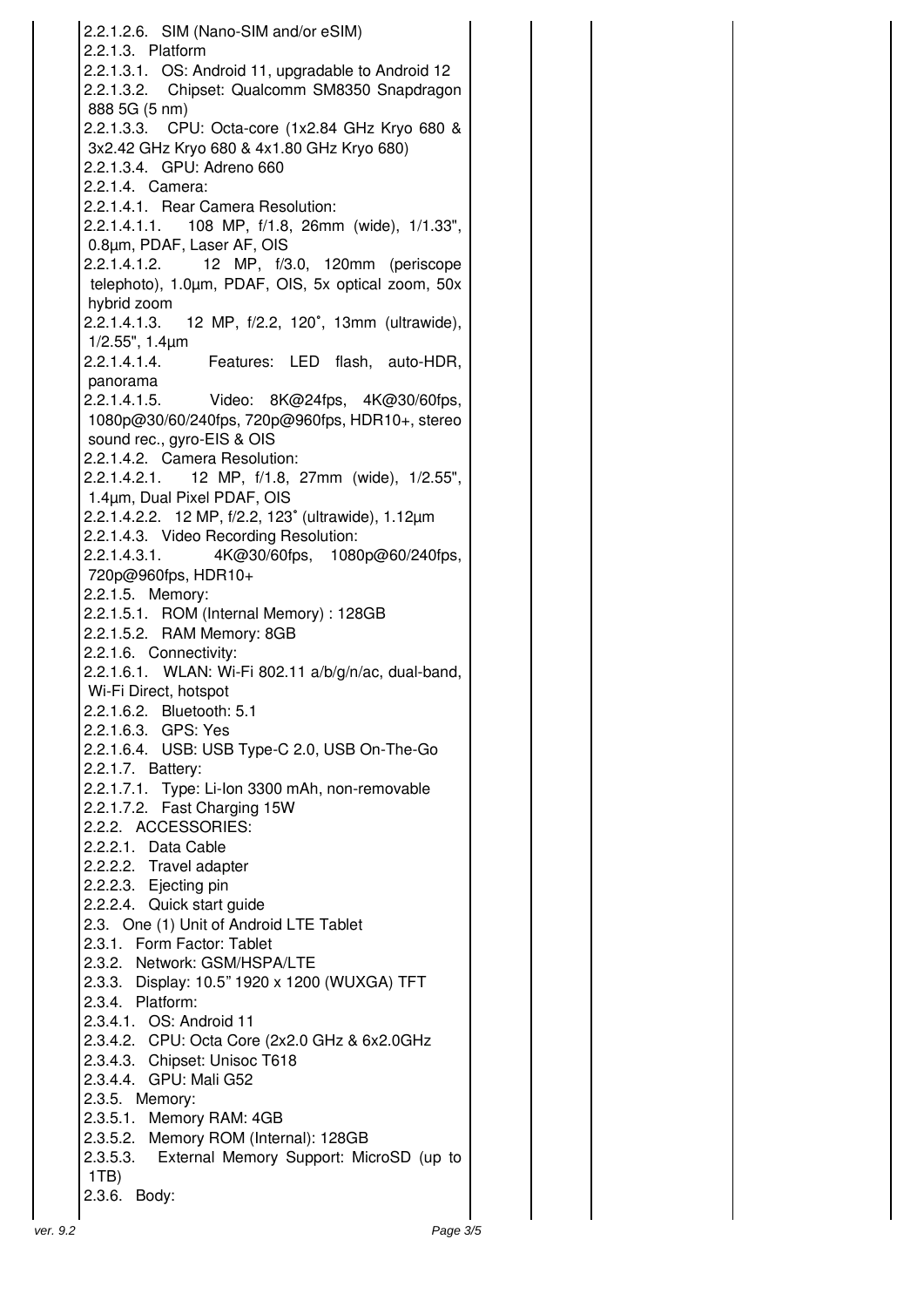| | | | | |
|---|---|---|---|---|
| 2.2.1.2.6. SIM (Nano-SIM and/or eSIM)<br>2.2.1.3. Platform<br>2.2.1.3.1. OS: Android 11, upgradable to Android 12<br>2.2.1.3.2. Chipset: Qualcomm SM8350 Snapdragon 888 5G (5 nm)<br>2.2.1.3.3. CPU: Octa-core (1x2.84 GHz Kryo 680 & 3x2.42 GHz Kryo 680 & 4x1.80 GHz Kryo 680)<br>2.2.1.3.4. GPU: Adreno 660<br>2.2.1.4. Camera:<br>2.2.1.4.1. Rear Camera Resolution:<br>2.2.1.4.1.1. 108 MP, f/1.8, 26mm (wide), 1/1.33", 0.8µm, PDAF, Laser AF, OIS<br>2.2.1.4.1.2. 12 MP, f/3.0, 120mm (periscope telephoto), 1.0µm, PDAF, OIS, 5x optical zoom, 50x hybrid zoom<br>2.2.1.4.1.3. 12 MP, f/2.2, 120˚, 13mm (ultrawide), 1/2.55", 1.4µm<br>2.2.1.4.1.4. Features: LED flash, auto-HDR, panorama<br>2.2.1.4.1.5. Video: 8K@24fps, 4K@30/60fps, 1080p@30/60/240fps, 720p@960fps, HDR10+, stereo sound rec., gyro-EIS & OIS<br>2.2.1.4.2. Camera Resolution:<br>2.2.1.4.2.1. 12 MP, f/1.8, 27mm (wide), 1/2.55", 1.4µm, Dual Pixel PDAF, OIS<br>2.2.1.4.2.2. 12 MP, f/2.2, 123˚ (ultrawide), 1.12µm<br>2.2.1.4.3. Video Recording Resolution:<br>2.2.1.4.3.1. 4K@30/60fps, 1080p@60/240fps, 720p@960fps, HDR10+<br>2.2.1.5. Memory:<br>2.2.1.5.1. ROM (Internal Memory) : 128GB<br>2.2.1.5.2. RAM Memory: 8GB<br>2.2.1.6. Connectivity:<br>2.2.1.6.1. WLAN: Wi-Fi 802.11 a/b/g/n/ac, dual-band, Wi-Fi Direct, hotspot<br>2.2.1.6.2. Bluetooth: 5.1<br>2.2.1.6.3. GPS: Yes<br>2.2.1.6.4. USB: USB Type-C 2.0, USB On-The-Go<br>2.2.1.7. Battery:<br>2.2.1.7.1. Type: Li-Ion 3300 mAh, non-removable<br>2.2.1.7.2. Fast Charging 15W<br>2.2.2. ACCESSORIES:<br>2.2.2.1. Data Cable<br>2.2.2.2. Travel adapter<br>2.2.2.3. Ejecting pin<br>2.2.2.4. Quick start guide<br>2.3. One (1) Unit of Android LTE Tablet<br>2.3.1. Form Factor: Tablet<br>2.3.2. Network: GSM/HSPA/LTE<br>2.3.3. Display: 10.5" 1920 x 1200 (WUXGA) TFT<br>2.3.4. Platform:<br>2.3.4.1. OS: Android 11<br>2.3.4.2. CPU: Octa Core (2x2.0 GHz & 6x2.0GHz<br>2.3.4.3. Chipset: Unisoc T618<br>2.3.4.4. GPU: Mali G52<br>2.3.5. Memory:<br>2.3.5.1. Memory RAM: 4GB<br>2.3.5.2. Memory ROM (Internal): 128GB<br>2.3.5.3. External Memory Support: MicroSD (up to 1TB)<br>2.3.6. Body: | | | | |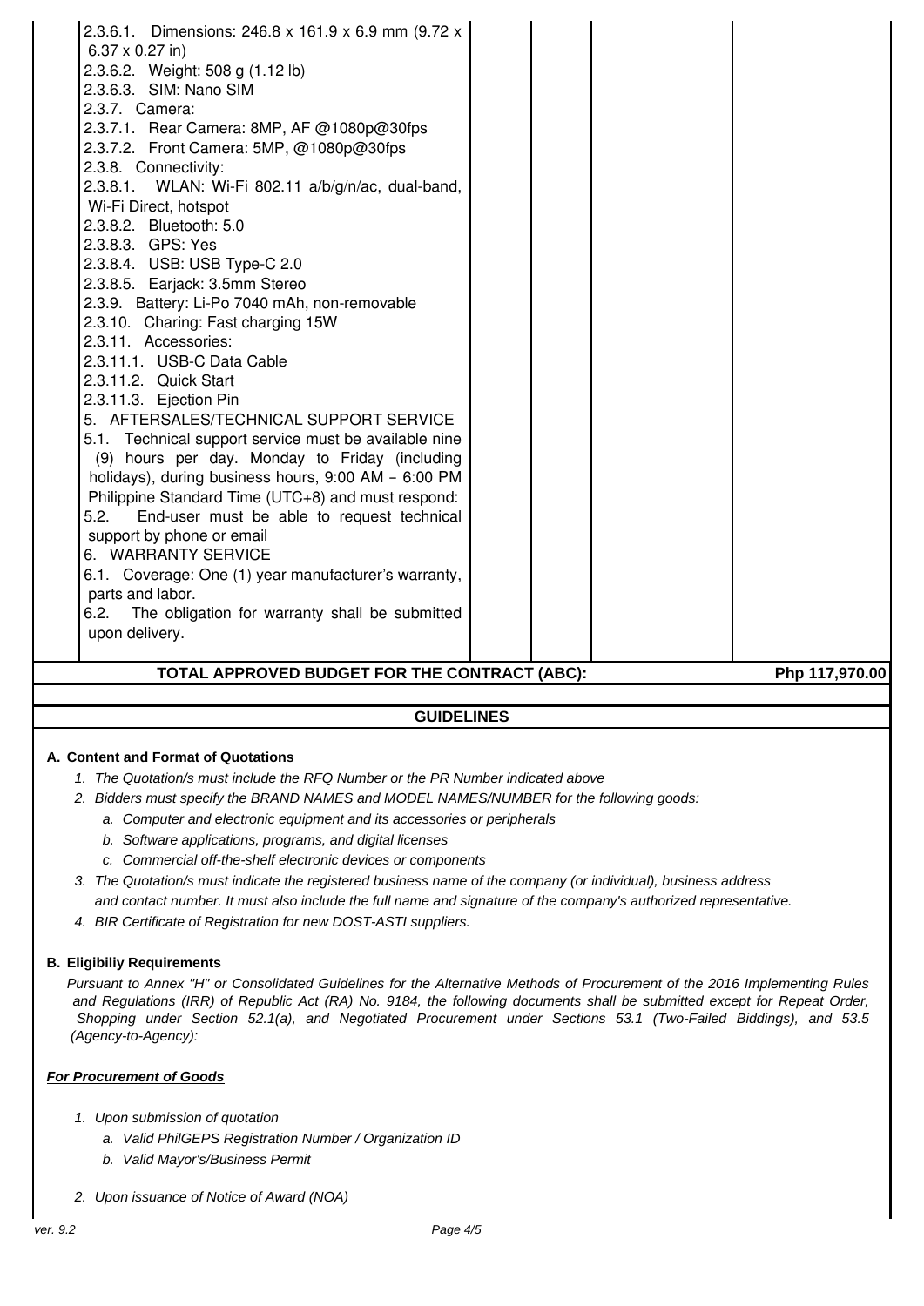| | | | | |
|---|---|---|---|---|
| 2.3.6.1. Dimensions: 246.8 x 161.9 x 6.9 mm (9.72 x 6.37 x 0.27 in)<br>2.3.6.2. Weight: 508 g (1.12 lb)<br>2.3.6.3. SIM: Nano SIM<br>2.3.7. Camera:<br>2.3.7.1. Rear Camera: 8MP, AF @1080p@30fps<br>2.3.7.2. Front Camera: 5MP, @1080p@30fps<br>2.3.8. Connectivity:<br>2.3.8.1. WLAN: Wi-Fi 802.11 a/b/g/n/ac, dual-band, Wi-Fi Direct, hotspot<br>2.3.8.2. Bluetooth: 5.0<br>2.3.8.3. GPS: Yes<br>2.3.8.4. USB: USB Type-C 2.0<br>2.3.8.5. Earjack: 3.5mm Stereo<br>2.3.9. Battery: Li-Po 7040 mAh, non-removable<br>2.3.10. Charing: Fast charging 15W<br>2.3.11. Accessories:<br>2.3.11.1. USB-C Data Cable<br>2.3.11.2. Quick Start<br>2.3.11.3. Ejection Pin<br>5. AFTERSALES/TECHNICAL SUPPORT SERVICE<br>5.1. Technical support service must be available nine (9) hours per day. Monday to Friday (including holidays), during business hours, 9:00 AM – 6:00 PM Philippine Standard Time (UTC+8) and must respond:<br>5.2. End-user must be able to request technical support by phone or email<br>6. WARRANTY SERVICE<br>6.1. Coverage: One (1) year manufacturer's warranty, parts and labor.<br>6.2. The obligation for warranty shall be submitted upon delivery. | | | | |
| **TOTAL APPROVED BUDGET FOR THE CONTRACT (ABC):** | | | | **Php 117,970.00** |

## GUIDELINES

### A. Content and Format of Quotations

1. *The Quotation/s must include the RFQ Number or the PR Number indicated above*
2. *Bidders must specify the BRAND NAMES and MODEL NAMES/NUMBER for the following goods:*
   a. *Computer and electronic equipment and its accessories or peripherals*
   b. *Software applications, programs, and digital licenses*
   c. *Commercial off-the-shelf electronic devices or components*
3. *The Quotation/s must indicate the registered business name of the company (or individual), business address and contact number. It must also include the full name and signature of the company's authorized representative.*
4. *BIR Certificate of Registration for new DOST-ASTI suppliers.*

### B. Eligibiliy Requirements

*Pursuant to Annex "H" or Consolidated Guidelines for the Alternative Methods of Procurement of the 2016 Implementing Rules and Regulations (IRR) of Republic Act (RA) No. 9184, the following documents shall be submitted except for Repeat Order, Shopping under Section 52.1(a), and Negotiated Procurement under Sections 53.1 (Two-Failed Biddings), and 53.5 (Agency-to-Agency):*

***For Procurement of Goods***

1. *Upon submission of quotation*
   a. *Valid PhilGEPS Registration Number / Organization ID*
   b. *Valid Mayor's/Business Permit*
2. *Upon issuance of Notice of Award (NOA)*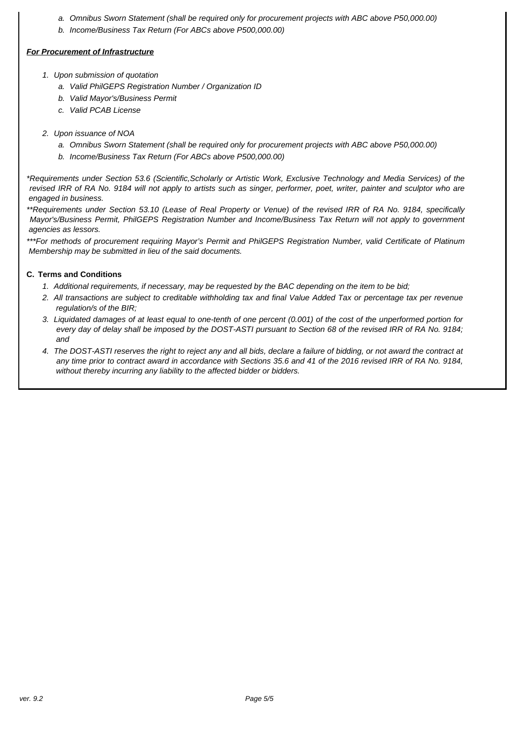a. *Omnibus Sworn Statement (shall be required only for procurement projects with ABC above P50,000.00)*
   b. *Income/Business Tax Return (For ABCs above P500,000.00)*

***For Procurement of Infrastructure***

1. *Upon submission of quotation*
   a. *Valid PhilGEPS Registration Number / Organization ID*
   b. *Valid Mayor's/Business Permit*
   c. *Valid PCAB License*

2. *Upon issuance of NOA*
   a. *Omnibus Sworn Statement (shall be required only for procurement projects with ABC above P50,000.00)*
   b. *Income/Business Tax Return (For ABCs above P500,000.00)*

*\*Requirements under Section 53.6 (Scientific,Scholarly or Artistic Work, Exclusive Technology and Media Services) of the revised IRR of RA No. 9184 will not apply to artists such as singer, performer, poet, writer, painter and sculptor who are engaged in business.*

*\*\*Requirements under Section 53.10 (Lease of Real Property or Venue) of the revised IRR of RA No. 9184, specifically Mayor's/Business Permit, PhilGEPS Registration Number and Income/Business Tax Return will not apply to government agencies as lessors.*

*\*\*\*For methods of procurement requiring Mayor's Permit and PhilGEPS Registration Number, valid Certificate of Platinum Membership may be submitted in lieu of the said documents.*

**C. Terms and Conditions**

1. *Additional requirements, if necessary, may be requested by the BAC depending on the item to be bid;*
2. *All transactions are subject to creditable withholding tax and final Value Added Tax or percentage tax per revenue regulation/s of the BIR;*
3. *Liquidated damages of at least equal to one-tenth of one percent (0.001) of the cost of the unperformed portion for every day of delay shall be imposed by the DOST-ASTI pursuant to Section 68 of the revised IRR of RA No. 9184; and*
4. *The DOST-ASTI reserves the right to reject any and all bids, declare a failure of bidding, or not award the contract at any time prior to contract award in accordance with Sections 35.6 and 41 of the 2016 revised IRR of RA No. 9184, without thereby incurring any liability to the affected bidder or bidders.*